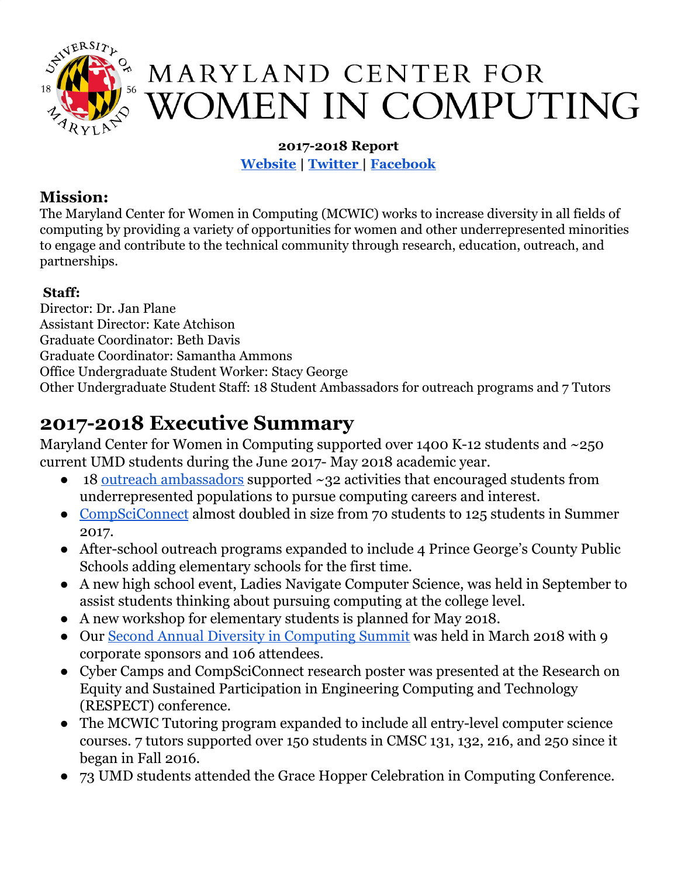# MARYLAND CENTER FOR WOMEN IN COMPUTING

**2017-2018 Report**

**Website | Twitter | Facebook**

## Mission:

The Maryland Center for Women in Computing (MCWIC) works to increase diversity in all fields of computing by providing a variety of opportunities for women and other underrepresented minorities to engage and contribute to the technical community through research, education, outreach, and partnerships.

### Staff:

Director: Dr. Jan Plane
Assistant Director: Kate Atchison
Graduate Coordinator: Beth Davis
Graduate Coordinator: Samantha Ammons
Office Undergraduate Student Worker: Stacy George
Other Undergraduate Student Staff: 18 Student Ambassadors for outreach programs and 7 Tutors

# 2017-2018 Executive Summary

Maryland Center for Women in Computing supported over 1400 K-12 students and ~250 current UMD students during the June 2017- May 2018 academic year.

- 18 outreach ambassadors supported ~32 activities that encouraged students from underrepresented populations to pursue computing careers and interest.
- CompSciConnect almost doubled in size from 70 students to 125 students in Summer 2017.
- After-school outreach programs expanded to include 4 Prince George's County Public Schools adding elementary schools for the first time.
- A new high school event, Ladies Navigate Computer Science, was held in September to assist students thinking about pursuing computing at the college level.
- A new workshop for elementary students is planned for May 2018.
- Our Second Annual Diversity in Computing Summit was held in March 2018 with 9 corporate sponsors and 106 attendees.
- Cyber Camps and CompSciConnect research poster was presented at the Research on Equity and Sustained Participation in Engineering Computing and Technology (RESPECT) conference.
- The MCWIC Tutoring program expanded to include all entry-level computer science courses. 7 tutors supported over 150 students in CMSC 131, 132, 216, and 250 since it began in Fall 2016.
- 73 UMD students attended the Grace Hopper Celebration in Computing Conference.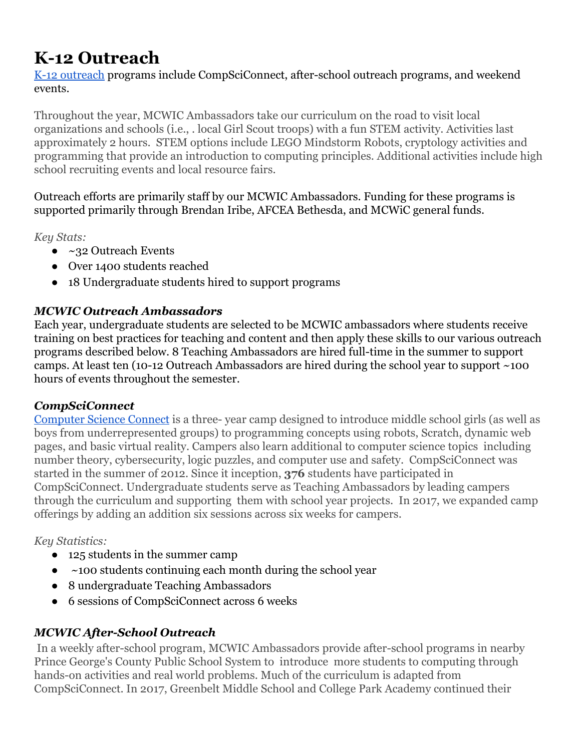# K-12 Outreach

[K-12 outreach](#) programs include CompSciConnect, after-school outreach programs, and weekend events.

Throughout the year, MCWIC Ambassadors take our curriculum on the road to visit local organizations and schools (i.e., . local Girl Scout troops) with a fun STEM activity. Activities last approximately 2 hours. STEM options include LEGO Mindstorm Robots, cryptology activities and programming that provide an introduction to computing principles. Additional activities include high school recruiting events and local resource fairs.

Outreach efforts are primarily staff by our MCWIC Ambassadors. Funding for these programs is supported primarily through Brendan Iribe, AFCEA Bethesda, and MCWiC general funds.

*Key Stats:*

- ~32 Outreach Events
- Over 1400 students reached
- 18 Undergraduate students hired to support programs

### *MCWIC Outreach Ambassadors*

Each year, undergraduate students are selected to be MCWIC ambassadors where students receive training on best practices for teaching and content and then apply these skills to our various outreach programs described below. 8 Teaching Ambassadors are hired full-time in the summer to support camps. At least ten (10-12 Outreach Ambassadors are hired during the school year to support ~100 hours of events throughout the semester.

### *CompSciConnect*

[Computer Science Connect](#) is a three- year camp designed to introduce middle school girls (as well as boys from underrepresented groups) to programming concepts using robots, Scratch, dynamic web pages, and basic virtual reality. Campers also learn additional to computer science topics including number theory, cybersecurity, logic puzzles, and computer use and safety. CompSciConnect was started in the summer of 2012. Since it inception, **376** students have participated in CompSciConnect. Undergraduate students serve as Teaching Ambassadors by leading campers through the curriculum and supporting them with school year projects. In 2017, we expanded camp offerings by adding an addition six sessions across six weeks for campers.

*Key Statistics:*

- 125 students in the summer camp
- ~100 students continuing each month during the school year
- 8 undergraduate Teaching Ambassadors
- 6 sessions of CompSciConnect across 6 weeks

### *MCWIC After-School Outreach*

In a weekly after-school program, MCWIC Ambassadors provide after-school programs in nearby Prince George's County Public School System to introduce more students to computing through hands-on activities and real world problems. Much of the curriculum is adapted from CompSciConnect. In 2017, Greenbelt Middle School and College Park Academy continued their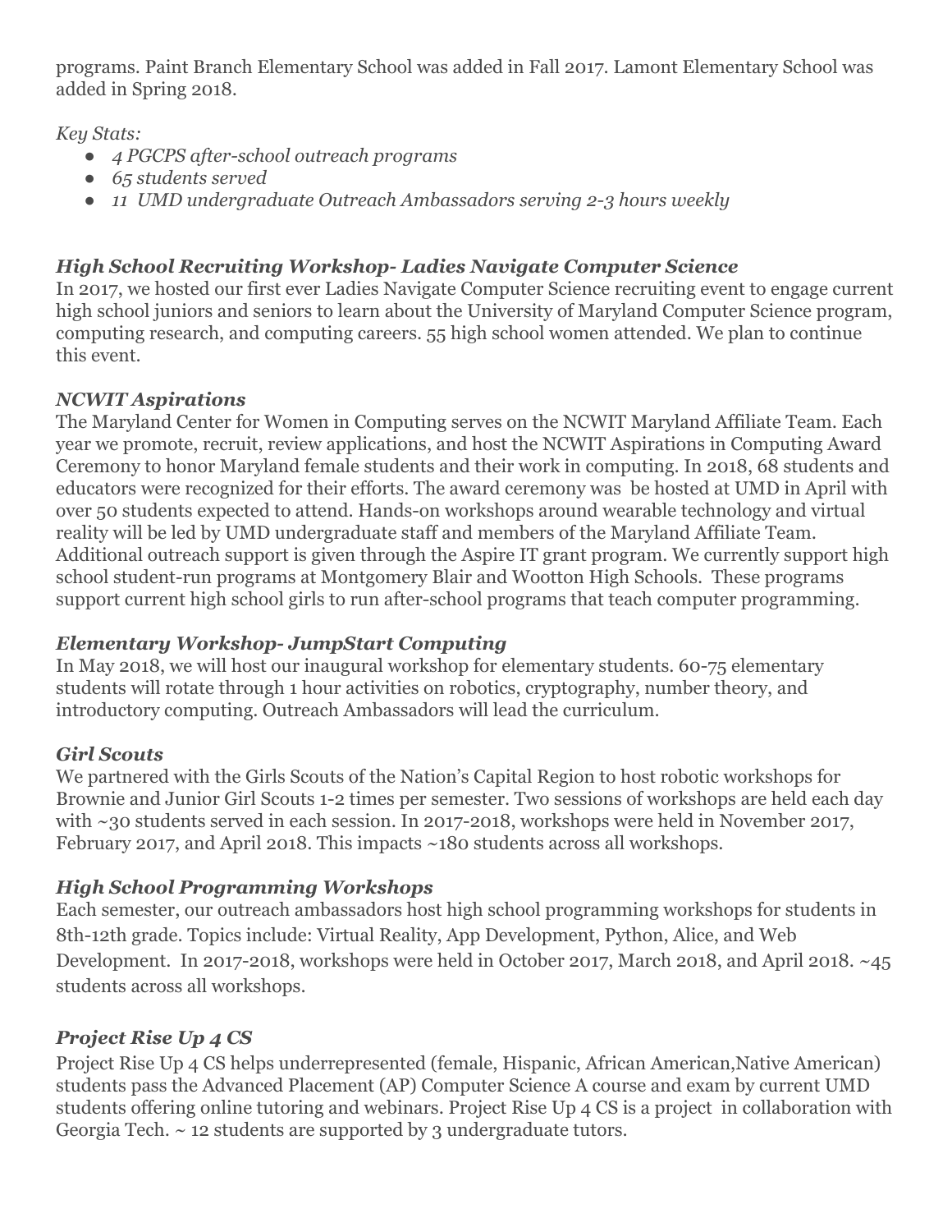programs. Paint Branch Elementary School was added in Fall 2017. Lamont Elementary School was added in Spring 2018.

*Key Stats:*

- *4 PGCPS after-school outreach programs*
- *65 students served*
- *11 UMD undergraduate Outreach Ambassadors serving 2-3 hours weekly*

### *High School Recruiting Workshop- Ladies Navigate Computer Science*

In 2017, we hosted our first ever Ladies Navigate Computer Science recruiting event to engage current high school juniors and seniors to learn about the University of Maryland Computer Science program, computing research, and computing careers. 55 high school women attended. We plan to continue this event.

### *NCWIT Aspirations*

The Maryland Center for Women in Computing serves on the NCWIT Maryland Affiliate Team. Each year we promote, recruit, review applications, and host the NCWIT Aspirations in Computing Award Ceremony to honor Maryland female students and their work in computing. In 2018, 68 students and educators were recognized for their efforts. The award ceremony was be hosted at UMD in April with over 50 students expected to attend. Hands-on workshops around wearable technology and virtual reality will be led by UMD undergraduate staff and members of the Maryland Affiliate Team. Additional outreach support is given through the Aspire IT grant program. We currently support high school student-run programs at Montgomery Blair and Wootton High Schools. These programs support current high school girls to run after-school programs that teach computer programming.

### *Elementary Workshop- JumpStart Computing*

In May 2018, we will host our inaugural workshop for elementary students. 60-75 elementary students will rotate through 1 hour activities on robotics, cryptography, number theory, and introductory computing. Outreach Ambassadors will lead the curriculum.

### *Girl Scouts*

We partnered with the Girls Scouts of the Nation's Capital Region to host robotic workshops for Brownie and Junior Girl Scouts 1-2 times per semester. Two sessions of workshops are held each day with ~30 students served in each session. In 2017-2018, workshops were held in November 2017, February 2017, and April 2018. This impacts ~180 students across all workshops.

### *High School Programming Workshops*

Each semester, our outreach ambassadors host high school programming workshops for students in 8th-12th grade. Topics include: Virtual Reality, App Development, Python, Alice, and Web Development. In 2017-2018, workshops were held in October 2017, March 2018, and April 2018. ~45 students across all workshops.

### *Project Rise Up 4 CS*

Project Rise Up 4 CS helps underrepresented (female, Hispanic, African American,Native American) students pass the Advanced Placement (AP) Computer Science A course and exam by current UMD students offering online tutoring and webinars. Project Rise Up 4 CS is a project in collaboration with Georgia Tech. ~ 12 students are supported by 3 undergraduate tutors.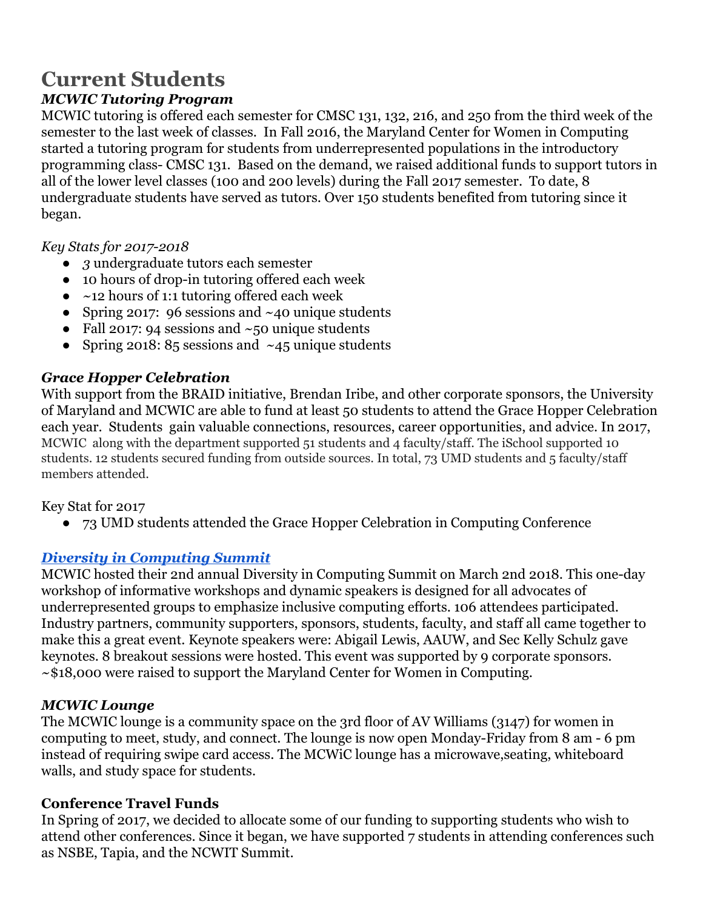# Current Students

### *MCWIC Tutoring Program*

MCWIC tutoring is offered each semester for CMSC 131, 132, 216, and 250 from the third week of the semester to the last week of classes. In Fall 2016, the Maryland Center for Women in Computing started a tutoring program for students from underrepresented populations in the introductory programming class- CMSC 131. Based on the demand, we raised additional funds to support tutors in all of the lower level classes (100 and 200 levels) during the Fall 2017 semester. To date, 8 undergraduate students have served as tutors. Over 150 students benefited from tutoring since it began.

*Key Stats for 2017-2018*

- *3* undergraduate tutors each semester
- 10 hours of drop-in tutoring offered each week
- ~12 hours of 1:1 tutoring offered each week
- Spring 2017: 96 sessions and ~40 unique students
- Fall 2017: 94 sessions and ~50 unique students
- Spring 2018: 85 sessions and ~45 unique students

### *Grace Hopper Celebration*

With support from the BRAID initiative, Brendan Iribe, and other corporate sponsors, the University of Maryland and MCWIC are able to fund at least 50 students to attend the Grace Hopper Celebration each year. Students gain valuable connections, resources, career opportunities, and advice. In 2017, MCWIC along with the department supported 51 students and 4 faculty/staff. The iSchool supported 10 students. 12 students secured funding from outside sources. In total, 73 UMD students and 5 faculty/staff members attended.

Key Stat for 2017

- 73 UMD students attended the Grace Hopper Celebration in Computing Conference

### *Diversity in Computing Summit*

MCWIC hosted their 2nd annual Diversity in Computing Summit on March 2nd 2018. This one-day workshop of informative workshops and dynamic speakers is designed for all advocates of underrepresented groups to emphasize inclusive computing efforts. 106 attendees participated. Industry partners, community supporters, sponsors, students, faculty, and staff all came together to make this a great event. Keynote speakers were: Abigail Lewis, AAUW, and Sec Kelly Schulz gave keynotes. 8 breakout sessions were hosted. This event was supported by 9 corporate sponsors. ~$18,000 were raised to support the Maryland Center for Women in Computing.

### *MCWIC Lounge*

The MCWIC lounge is a community space on the 3rd floor of AV Williams (3147) for women in computing to meet, study, and connect. The lounge is now open Monday-Friday from 8 am - 6 pm instead of requiring swipe card access. The MCWiC lounge has a microwave,seating, whiteboard walls, and study space for students.

### **Conference Travel Funds**

In Spring of 2017, we decided to allocate some of our funding to supporting students who wish to attend other conferences. Since it began, we have supported 7 students in attending conferences such as NSBE, Tapia, and the NCWIT Summit.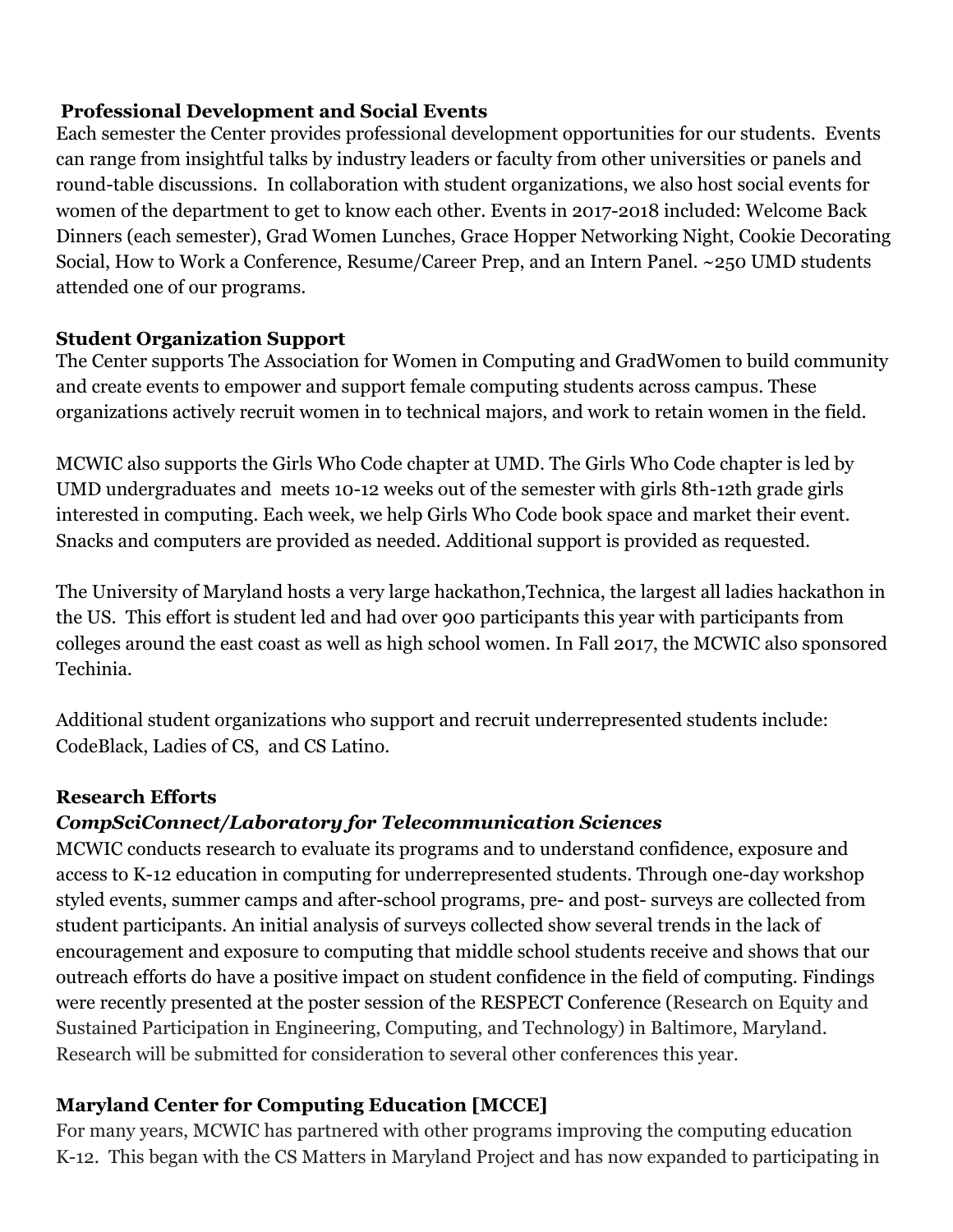## Professional Development and Social Events

Each semester the Center provides professional development opportunities for our students. Events can range from insightful talks by industry leaders or faculty from other universities or panels and round-table discussions. In collaboration with student organizations, we also host social events for women of the department to get to know each other. Events in 2017-2018 included: Welcome Back Dinners (each semester), Grad Women Lunches, Grace Hopper Networking Night, Cookie Decorating Social, How to Work a Conference, Resume/Career Prep, and an Intern Panel. ~250 UMD students attended one of our programs.

## Student Organization Support

The Center supports The Association for Women in Computing and GradWomen to build community and create events to empower and support female computing students across campus. These organizations actively recruit women in to technical majors, and work to retain women in the field.

MCWIC also supports the Girls Who Code chapter at UMD. The Girls Who Code chapter is led by UMD undergraduates and meets 10-12 weeks out of the semester with girls 8th-12th grade girls interested in computing. Each week, we help Girls Who Code book space and market their event. Snacks and computers are provided as needed. Additional support is provided as requested.

The University of Maryland hosts a very large hackathon,Technica, the largest all ladies hackathon in the US. This effort is student led and had over 900 participants this year with participants from colleges around the east coast as well as high school women. In Fall 2017, the MCWIC also sponsored Techinia.

Additional student organizations who support and recruit underrepresented students include: CodeBlack, Ladies of CS, and CS Latino.

## Research Efforts

### *CompSciConnect/Laboratory for Telecommunication Sciences*

MCWIC conducts research to evaluate its programs and to understand confidence, exposure and access to K-12 education in computing for underrepresented students. Through one-day workshop styled events, summer camps and after-school programs, pre- and post- surveys are collected from student participants. An initial analysis of surveys collected show several trends in the lack of encouragement and exposure to computing that middle school students receive and shows that our outreach efforts do have a positive impact on student confidence in the field of computing. Findings were recently presented at the poster session of the RESPECT Conference (Research on Equity and Sustained Participation in Engineering, Computing, and Technology) in Baltimore, Maryland. Research will be submitted for consideration to several other conferences this year.

## Maryland Center for Computing Education [MCCE]

For many years, MCWIC has partnered with other programs improving the computing education K-12. This began with the CS Matters in Maryland Project and has now expanded to participating in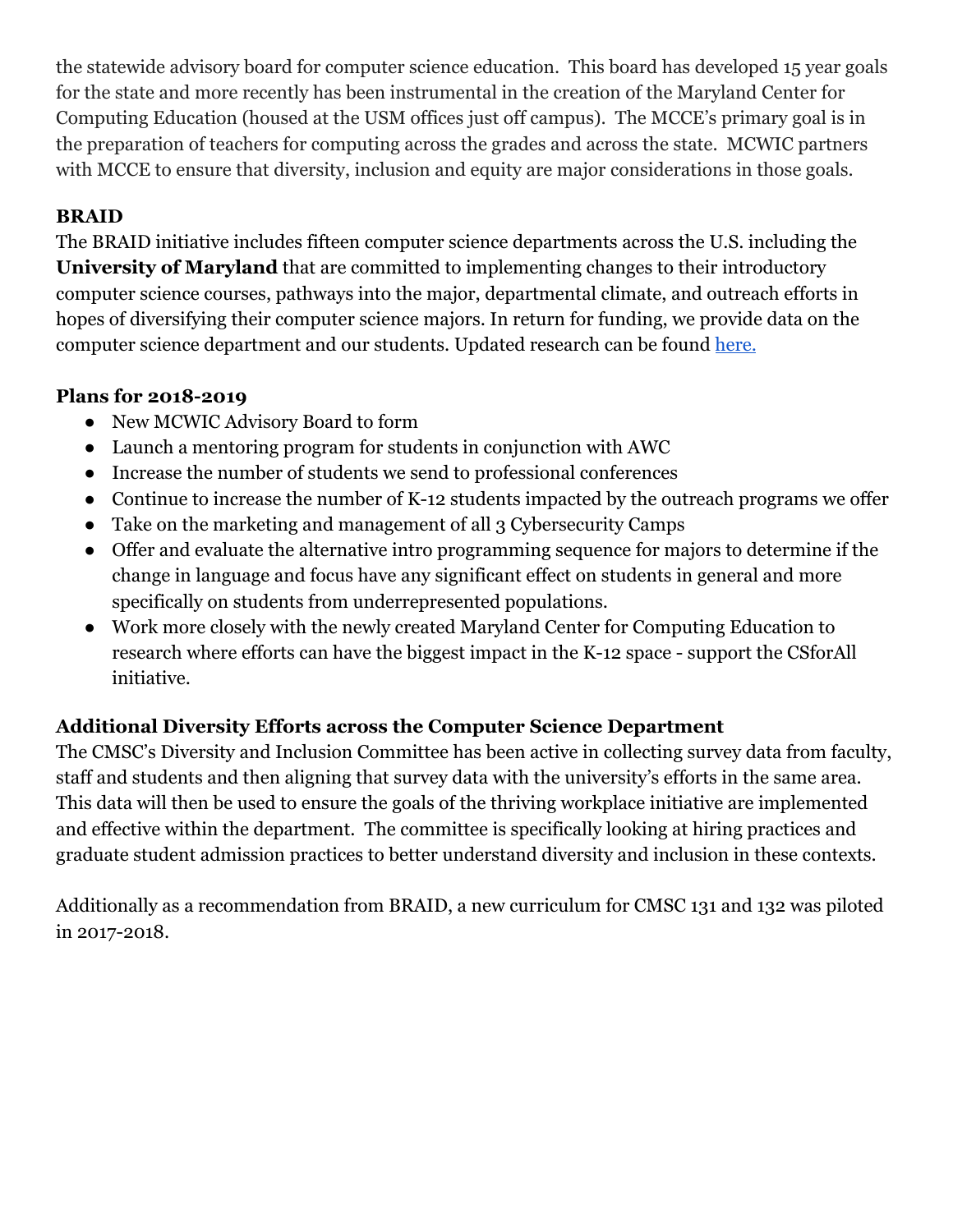the statewide advisory board for computer science education. This board has developed 15 year goals for the state and more recently has been instrumental in the creation of the Maryland Center for Computing Education (housed at the USM offices just off campus). The MCCE's primary goal is in the preparation of teachers for computing across the grades and across the state. MCWIC partners with MCCE to ensure that diversity, inclusion and equity are major considerations in those goals.

### BRAID

The BRAID initiative includes fifteen computer science departments across the U.S. including the **University of Maryland** that are committed to implementing changes to their introductory computer science courses, pathways into the major, departmental climate, and outreach efforts in hopes of diversifying their computer science majors. In return for funding, we provide data on the computer science department and our students. Updated research can be found here.

### Plans for 2018-2019

- New MCWIC Advisory Board to form
- Launch a mentoring program for students in conjunction with AWC
- Increase the number of students we send to professional conferences
- Continue to increase the number of K-12 students impacted by the outreach programs we offer
- Take on the marketing and management of all 3 Cybersecurity Camps
- Offer and evaluate the alternative intro programming sequence for majors to determine if the change in language and focus have any significant effect on students in general and more specifically on students from underrepresented populations.
- Work more closely with the newly created Maryland Center for Computing Education to research where efforts can have the biggest impact in the K-12 space - support the CSforAll initiative.

### Additional Diversity Efforts across the Computer Science Department

The CMSC's Diversity and Inclusion Committee has been active in collecting survey data from faculty, staff and students and then aligning that survey data with the university's efforts in the same area. This data will then be used to ensure the goals of the thriving workplace initiative are implemented and effective within the department. The committee is specifically looking at hiring practices and graduate student admission practices to better understand diversity and inclusion in these contexts.

Additionally as a recommendation from BRAID, a new curriculum for CMSC 131 and 132 was piloted in 2017-2018.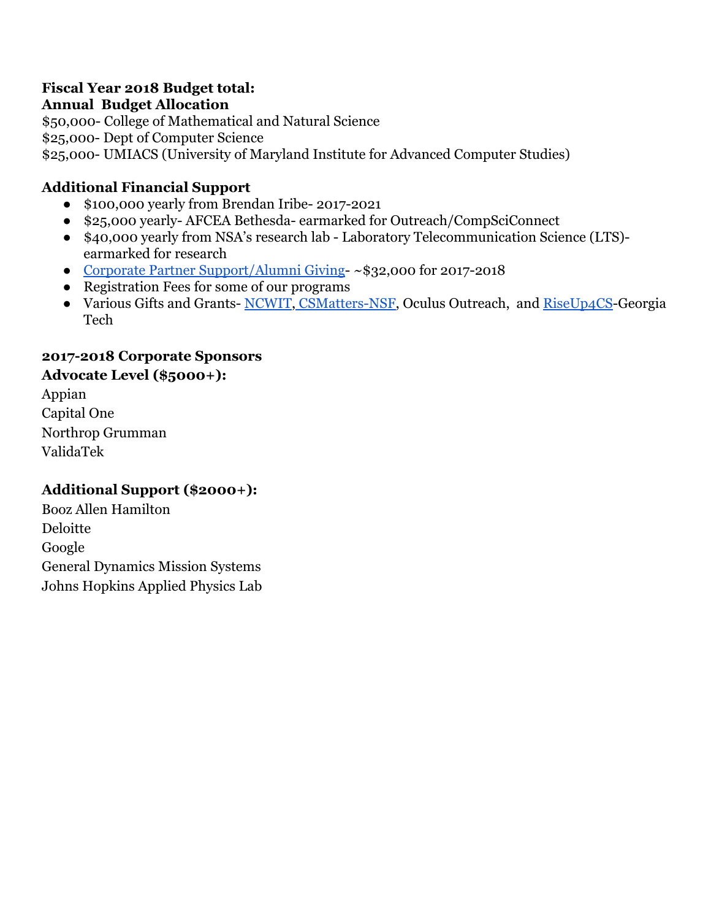**Fiscal Year 2018 Budget total:**

**Annual Budget Allocation**

$50,000- College of Mathematical and Natural Science
$25,000- Dept of Computer Science
$25,000- UMIACS (University of Maryland Institute for Advanced Computer Studies)

**Additional Financial Support**

- $100,000 yearly from Brendan Iribe- 2017-2021
- $25,000 yearly- AFCEA Bethesda- earmarked for Outreach/CompSciConnect
- $40,000 yearly from NSA's research lab - Laboratory Telecommunication Science (LTS)- earmarked for research
- Corporate Partner Support/Alumni Giving- ~$32,000 for 2017-2018
- Registration Fees for some of our programs
- Various Gifts and Grants- NCWIT, CSMatters-NSF, Oculus Outreach, and RiseUp4CS-Georgia Tech

**2017-2018 Corporate Sponsors**

**Advocate Level ($5000+):**

Appian
Capital One
Northrop Grumman
ValidaTek

**Additional Support ($2000+):**

Booz Allen Hamilton
Deloitte
Google
General Dynamics Mission Systems
Johns Hopkins Applied Physics Lab